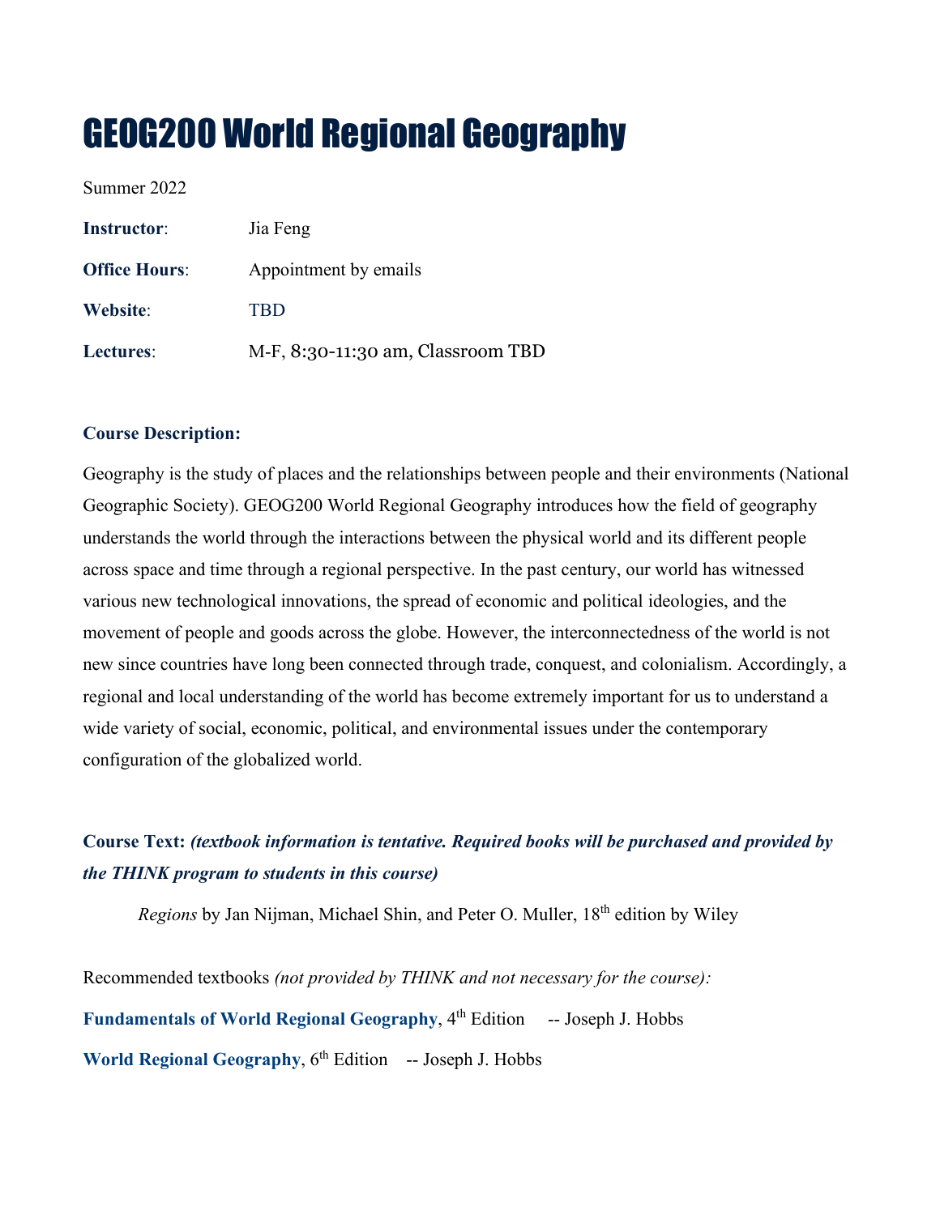# GEOG200 World Regional Geography

Summer 2022

**Instructor**: Jia Feng

**Office Hours**: Appointment by emails

**Website**: TBD

**Lectures**: M-F, 8:30-11:30 am, Classroom TBD

**Course Description:**

Geography is the study of places and the relationships between people and their environments (National Geographic Society). GEOG200 World Regional Geography introduces how the field of geography understands the world through the interactions between the physical world and its different people across space and time through a regional perspective. In the past century, our world has witnessed various new technological innovations, the spread of economic and political ideologies, and the movement of people and goods across the globe. However, the interconnectedness of the world is not new since countries have long been connected through trade, conquest, and colonialism. Accordingly, a regional and local understanding of the world has become extremely important for us to understand a wide variety of social, economic, political, and environmental issues under the contemporary configuration of the globalized world.

**Course Text:** ***(textbook information is tentative. Required books will be purchased and provided by the THINK program to students in this course)***

*Regions* by Jan Nijman, Michael Shin, and Peter O. Muller, 18th edition by Wiley

Recommended textbooks *(not provided by THINK and not necessary for the course):*

**Fundamentals of World Regional Geography**, 4th Edition -- Joseph J. Hobbs

**World Regional Geography**, 6th Edition -- Joseph J. Hobbs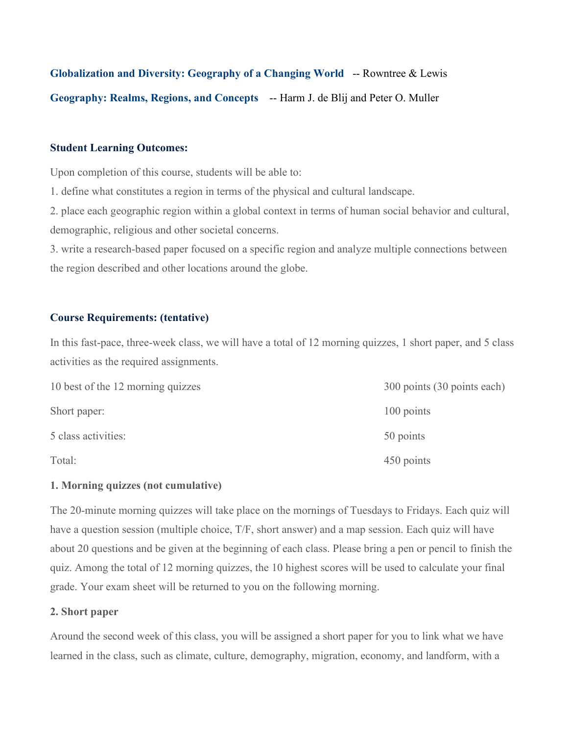**Globalization and Diversity: Geography of a Changing World** -- Rowntree & Lewis

**Geography: Realms, Regions, and Concepts** -- Harm J. de Blij and Peter O. Muller

**Student Learning Outcomes:**

Upon completion of this course, students will be able to:

1. define what constitutes a region in terms of the physical and cultural landscape.
2. place each geographic region within a global context in terms of human social behavior and cultural, demographic, religious and other societal concerns.
3. write a research-based paper focused on a specific region and analyze multiple connections between the region described and other locations around the globe.

**Course Requirements: (tentative)**

In this fast-pace, three-week class, we will have a total of 12 morning quizzes, 1 short paper, and 5 class activities as the required assignments.

| | |
|---|---|
| 10 best of the 12 morning quizzes | 300 points (30 points each) |
| Short paper: | 100 points |
| 5 class activities: | 50 points |
| Total: | 450 points |

**1. Morning quizzes (not cumulative)**

The 20-minute morning quizzes will take place on the mornings of Tuesdays to Fridays. Each quiz will have a question session (multiple choice, T/F, short answer) and a map session. Each quiz will have about 20 questions and be given at the beginning of each class. Please bring a pen or pencil to finish the quiz. Among the total of 12 morning quizzes, the 10 highest scores will be used to calculate your final grade. Your exam sheet will be returned to you on the following morning.

**2. Short paper**

Around the second week of this class, you will be assigned a short paper for you to link what we have learned in the class, such as climate, culture, demography, migration, economy, and landform, with a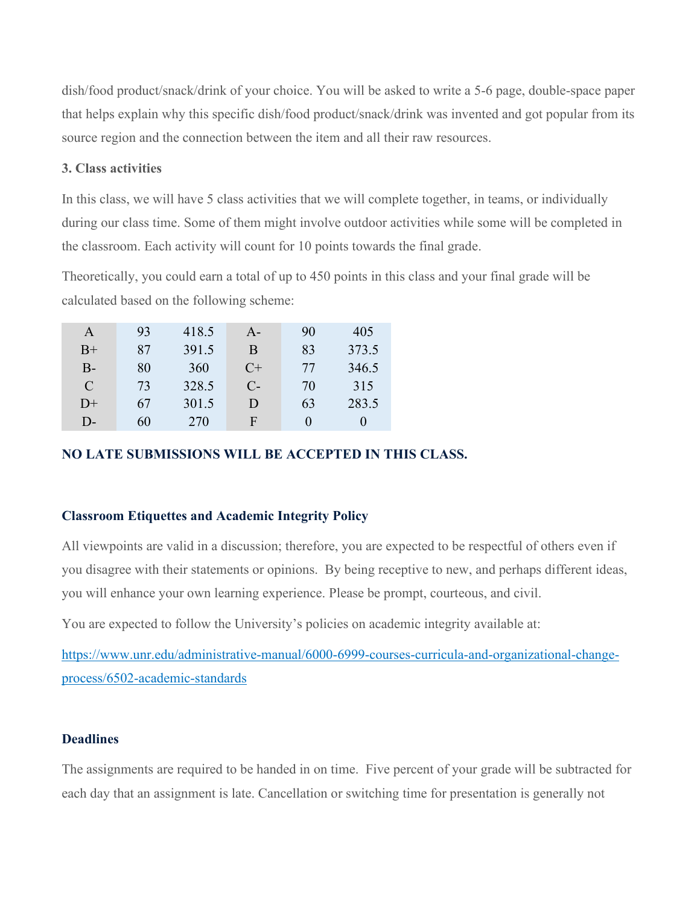dish/food product/snack/drink of your choice. You will be asked to write a 5-6 page, double-space paper that helps explain why this specific dish/food product/snack/drink was invented and got popular from its source region and the connection between the item and all their raw resources.

**3. Class activities**

In this class, we will have 5 class activities that we will complete together, in teams, or individually during our class time. Some of them might involve outdoor activities while some will be completed in the classroom. Each activity will count for 10 points towards the final grade.

Theoretically, you could earn a total of up to 450 points in this class and your final grade will be calculated based on the following scheme:

| | | | | | |
|---|---|---|---|---|---|
| A | 93 | 418.5 | A- | 90 | 405 |
| B+ | 87 | 391.5 | B | 83 | 373.5 |
| B- | 80 | 360 | C+ | 77 | 346.5 |
| C | 73 | 328.5 | C- | 70 | 315 |
| D+ | 67 | 301.5 | D | 63 | 283.5 |
| D- | 60 | 270 | F | 0 | 0 |

**NO LATE SUBMISSIONS WILL BE ACCEPTED IN THIS CLASS.**

### Classroom Etiquettes and Academic Integrity Policy

All viewpoints are valid in a discussion; therefore, you are expected to be respectful of others even if you disagree with their statements or opinions. By being receptive to new, and perhaps different ideas, you will enhance your own learning experience. Please be prompt, courteous, and civil.

You are expected to follow the University's policies on academic integrity available at:

[https://www.unr.edu/administrative-manual/6000-6999-courses-curricula-and-organizational-change-process/6502-academic-standards](https://www.unr.edu/administrative-manual/6000-6999-courses-curricula-and-organizational-change-process/6502-academic-standards)

### Deadlines

The assignments are required to be handed in on time. Five percent of your grade will be subtracted for each day that an assignment is late. Cancellation or switching time for presentation is generally not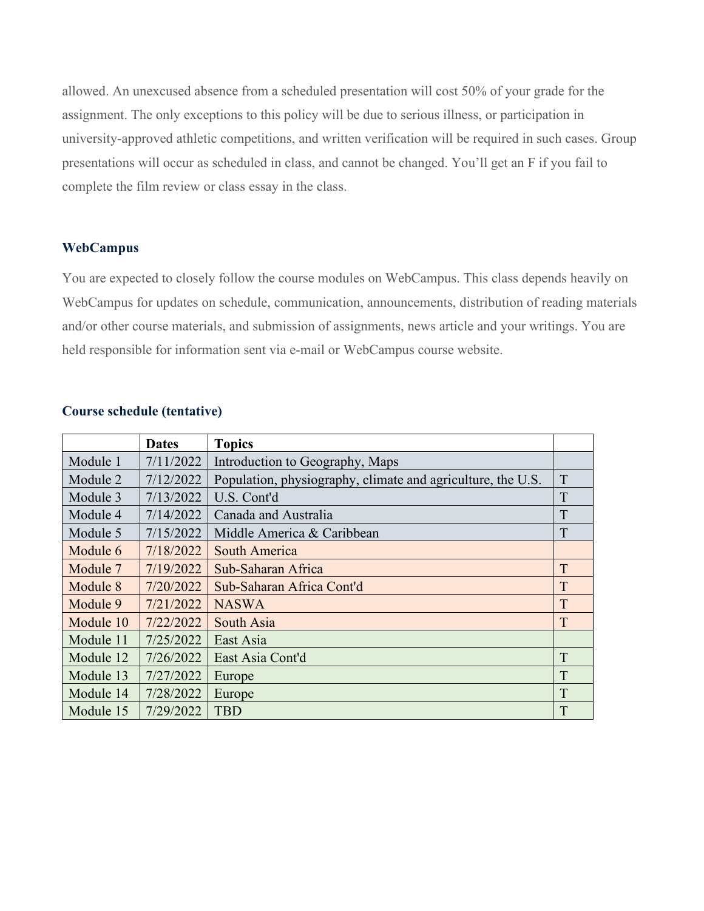allowed. An unexcused absence from a scheduled presentation will cost 50% of your grade for the assignment. The only exceptions to this policy will be due to serious illness, or participation in university-approved athletic competitions, and written verification will be required in such cases. Group presentations will occur as scheduled in class, and cannot be changed. You'll get an F if you fail to complete the film review or class essay in the class.

### WebCampus

You are expected to closely follow the course modules on WebCampus. This class depends heavily on WebCampus for updates on schedule, communication, announcements, distribution of reading materials and/or other course materials, and submission of assignments, news article and your writings. You are held responsible for information sent via e-mail or WebCampus course website.

### Course schedule (tentative)

| | Dates | Topics | |
|---|---|---|---|
| Module 1 | 7/11/2022 | Introduction to Geography, Maps | |
| Module 2 | 7/12/2022 | Population, physiography, climate and agriculture, the U.S. | T |
| Module 3 | 7/13/2022 | U.S. Cont'd | T |
| Module 4 | 7/14/2022 | Canada and Australia | T |
| Module 5 | 7/15/2022 | Middle America & Caribbean | T |
| Module 6 | 7/18/2022 | South America | |
| Module 7 | 7/19/2022 | Sub-Saharan Africa | T |
| Module 8 | 7/20/2022 | Sub-Saharan Africa Cont'd | T |
| Module 9 | 7/21/2022 | NASWA | T |
| Module 10 | 7/22/2022 | South Asia | T |
| Module 11 | 7/25/2022 | East Asia | |
| Module 12 | 7/26/2022 | East Asia Cont'd | T |
| Module 13 | 7/27/2022 | Europe | T |
| Module 14 | 7/28/2022 | Europe | T |
| Module 15 | 7/29/2022 | TBD | T |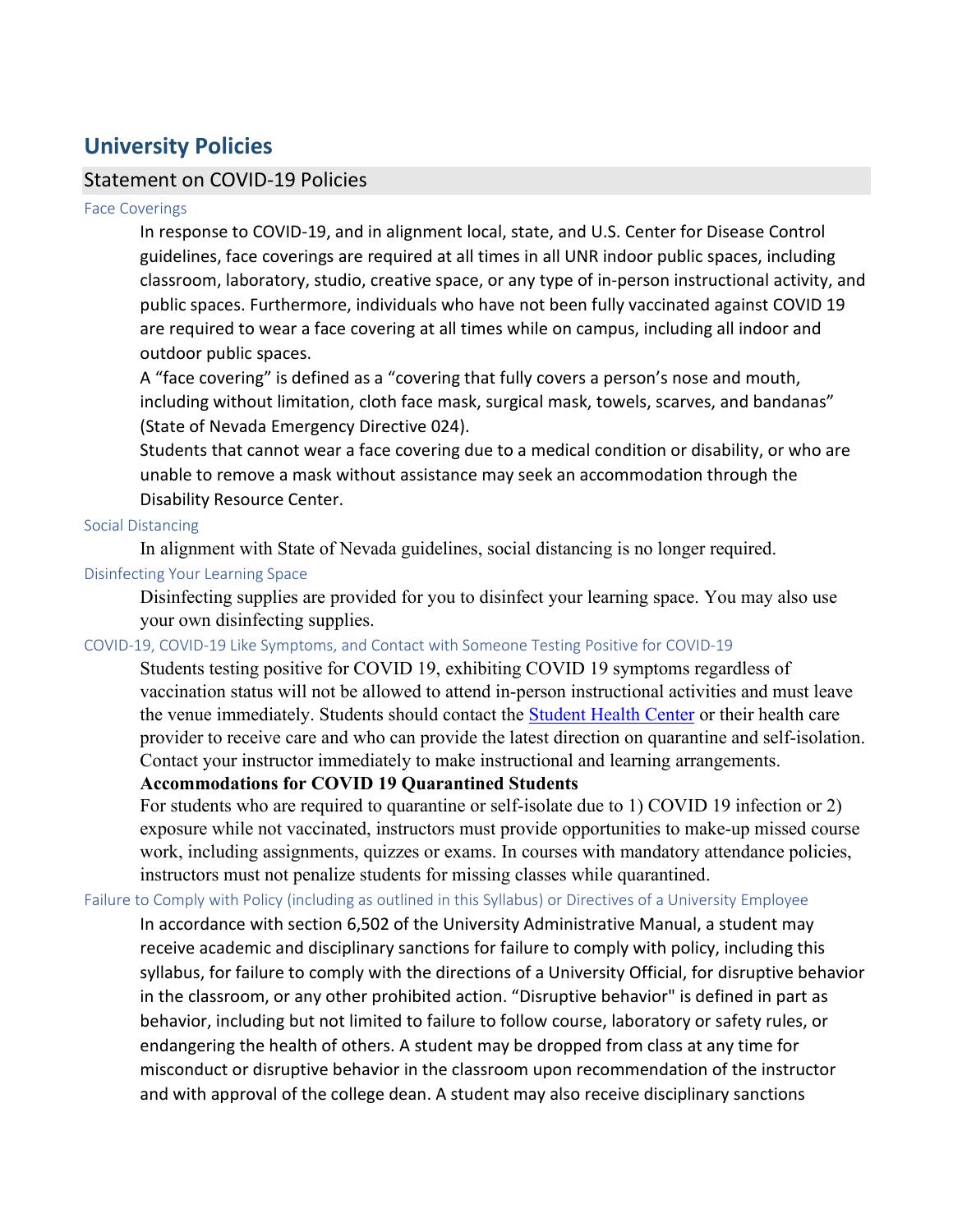# University Policies

## Statement on COVID-19 Policies

### Face Coverings

In response to COVID-19, and in alignment local, state, and U.S. Center for Disease Control guidelines, face coverings are required at all times in all UNR indoor public spaces, including classroom, laboratory, studio, creative space, or any type of in-person instructional activity, and public spaces. Furthermore, individuals who have not been fully vaccinated against COVID 19 are required to wear a face covering at all times while on campus, including all indoor and outdoor public spaces.

A "face covering" is defined as a "covering that fully covers a person's nose and mouth, including without limitation, cloth face mask, surgical mask, towels, scarves, and bandanas" (State of Nevada Emergency Directive 024).

Students that cannot wear a face covering due to a medical condition or disability, or who are unable to remove a mask without assistance may seek an accommodation through the Disability Resource Center.

### Social Distancing

In alignment with State of Nevada guidelines, social distancing is no longer required.

### Disinfecting Your Learning Space

Disinfecting supplies are provided for you to disinfect your learning space. You may also use your own disinfecting supplies.

### COVID-19, COVID-19 Like Symptoms, and Contact with Someone Testing Positive for COVID-19

Students testing positive for COVID 19, exhibiting COVID 19 symptoms regardless of vaccination status will not be allowed to attend in-person instructional activities and must leave the venue immediately. Students should contact the [Student Health Center]() or their health care provider to receive care and who can provide the latest direction on quarantine and self-isolation. Contact your instructor immediately to make instructional and learning arrangements.

**Accommodations for COVID 19 Quarantined Students**

For students who are required to quarantine or self-isolate due to 1) COVID 19 infection or 2) exposure while not vaccinated, instructors must provide opportunities to make-up missed course work, including assignments, quizzes or exams. In courses with mandatory attendance policies, instructors must not penalize students for missing classes while quarantined.

### Failure to Comply with Policy (including as outlined in this Syllabus) or Directives of a University Employee

In accordance with section 6,502 of the University Administrative Manual, a student may receive academic and disciplinary sanctions for failure to comply with policy, including this syllabus, for failure to comply with the directions of a University Official, for disruptive behavior in the classroom, or any other prohibited action. "Disruptive behavior" is defined in part as behavior, including but not limited to failure to follow course, laboratory or safety rules, or endangering the health of others. A student may be dropped from class at any time for misconduct or disruptive behavior in the classroom upon recommendation of the instructor and with approval of the college dean. A student may also receive disciplinary sanctions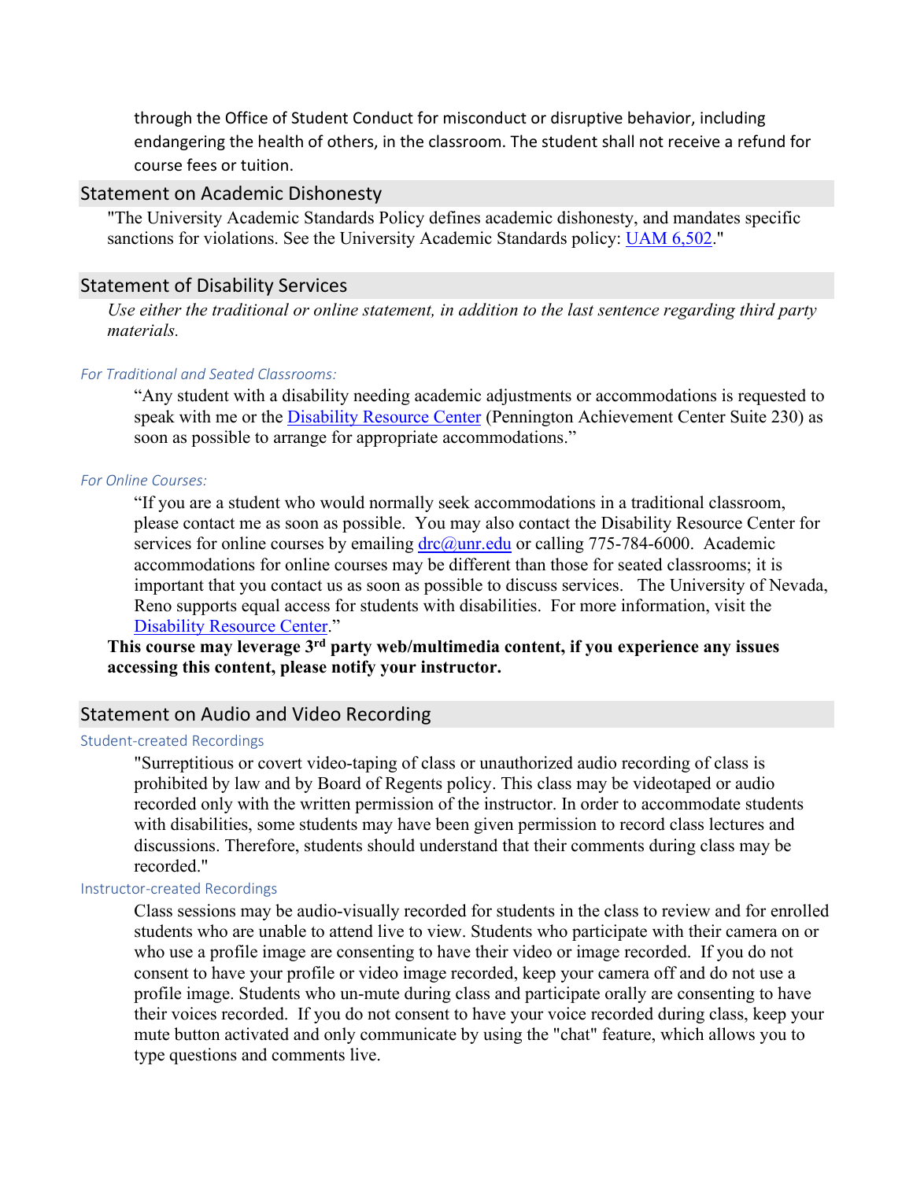through the Office of Student Conduct for misconduct or disruptive behavior, including endangering the health of others, in the classroom. The student shall not receive a refund for course fees or tuition.

## Statement on Academic Dishonesty

"The University Academic Standards Policy defines academic dishonesty, and mandates specific sanctions for violations. See the University Academic Standards policy: UAM 6,502."

## Statement of Disability Services

*Use either the traditional or online statement, in addition to the last sentence regarding third party materials.*

### *For Traditional and Seated Classrooms:*

"Any student with a disability needing academic adjustments or accommodations is requested to speak with me or the Disability Resource Center (Pennington Achievement Center Suite 230) as soon as possible to arrange for appropriate accommodations."

### *For Online Courses:*

"If you are a student who would normally seek accommodations in a traditional classroom, please contact me as soon as possible. You may also contact the Disability Resource Center for services for online courses by emailing drc@unr.edu or calling 775-784-6000. Academic accommodations for online courses may be different than those for seated classrooms; it is important that you contact us as soon as possible to discuss services. The University of Nevada, Reno supports equal access for students with disabilities. For more information, visit the Disability Resource Center."

**This course may leverage 3rd party web/multimedia content, if you experience any issues accessing this content, please notify your instructor.**

## Statement on Audio and Video Recording

### Student-created Recordings

"Surreptitious or covert video-taping of class or unauthorized audio recording of class is prohibited by law and by Board of Regents policy. This class may be videotaped or audio recorded only with the written permission of the instructor. In order to accommodate students with disabilities, some students may have been given permission to record class lectures and discussions. Therefore, students should understand that their comments during class may be recorded."

### Instructor-created Recordings

Class sessions may be audio-visually recorded for students in the class to review and for enrolled students who are unable to attend live to view. Students who participate with their camera on or who use a profile image are consenting to have their video or image recorded. If you do not consent to have your profile or video image recorded, keep your camera off and do not use a profile image. Students who un-mute during class and participate orally are consenting to have their voices recorded. If you do not consent to have your voice recorded during class, keep your mute button activated and only communicate by using the "chat" feature, which allows you to type questions and comments live.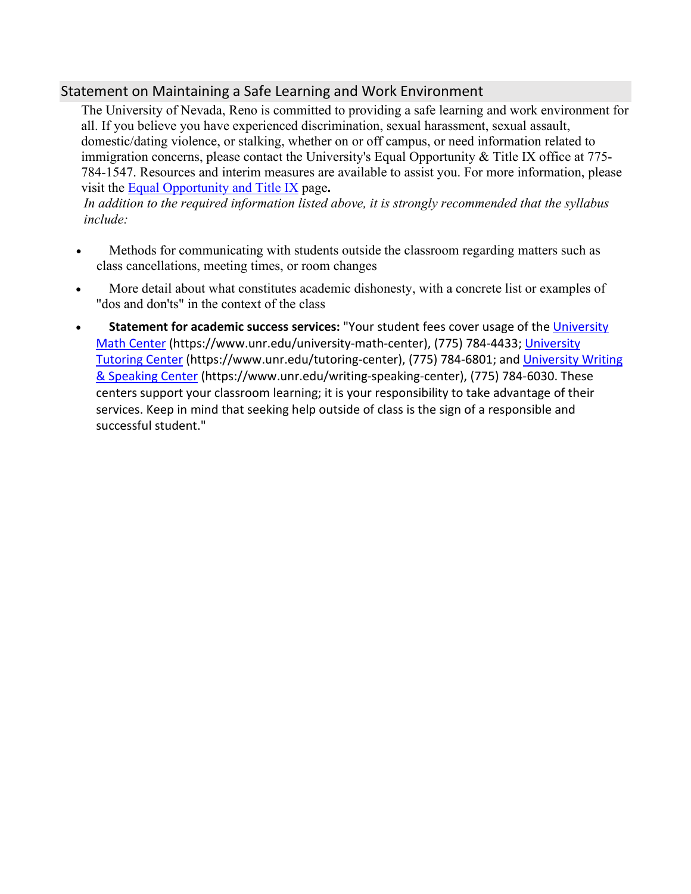## Statement on Maintaining a Safe Learning and Work Environment

The University of Nevada, Reno is committed to providing a safe learning and work environment for all. If you believe you have experienced discrimination, sexual harassment, sexual assault, domestic/dating violence, or stalking, whether on or off campus, or need information related to immigration concerns, please contact the University's Equal Opportunity & Title IX office at 775-784-1547. Resources and interim measures are available to assist you. For more information, please visit the Equal Opportunity and Title IX page**.**

*In addition to the required information listed above, it is strongly recommended that the syllabus include:*

- Methods for communicating with students outside the classroom regarding matters such as class cancellations, meeting times, or room changes
- More detail about what constitutes academic dishonesty, with a concrete list or examples of "dos and don'ts" in the context of the class
- **Statement for academic success services:** "Your student fees cover usage of the University Math Center (https://www.unr.edu/university-math-center), (775) 784-4433; University Tutoring Center (https://www.unr.edu/tutoring-center), (775) 784-6801; and University Writing & Speaking Center (https://www.unr.edu/writing-speaking-center), (775) 784-6030. These centers support your classroom learning; it is your responsibility to take advantage of their services. Keep in mind that seeking help outside of class is the sign of a responsible and successful student."